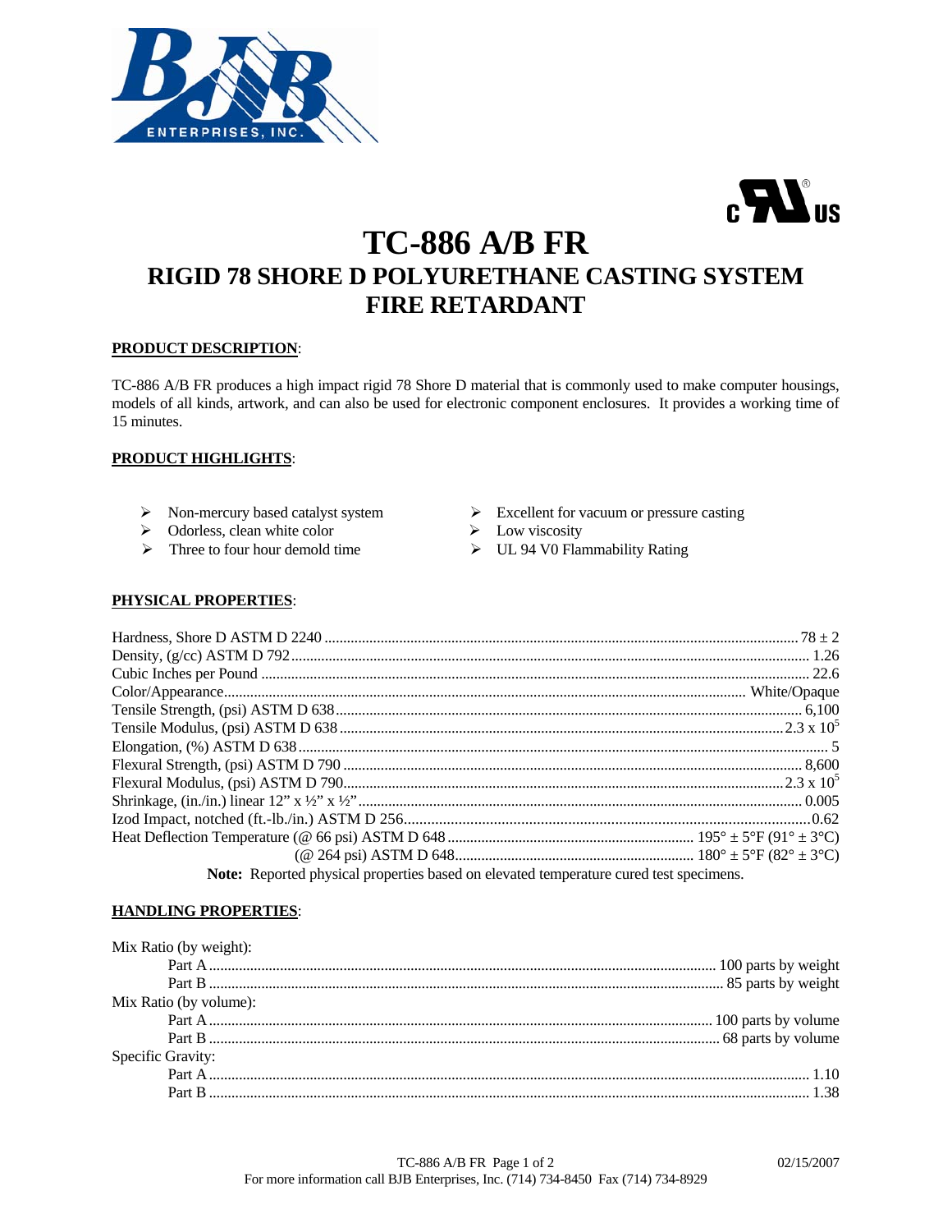# TC-886 A/B FR

## RIGID 78 SHORE D POLYURETHANE CASTING SYSTEM FIRE RETARDANT

### PRODUCT DESCRIPTION:

TC-886 A/B FR produces a high impact rigid 78 Shore D material that is commonly used to make computer housings, models of all kinds, artwork, and can also be used for electronic component enclosures. It provides a working time of 15 minutes.

### PRODUCT HIGHLIGHTS:

- Non-mercury based catalyst system
- Odorless, clean white color
- Three to four hour demold time
- Excellent for vacuum or pressure casting
- Low viscosity
- UL 94 V0 Flammability Rating

### PHYSICAL PROPERTIES:

| Property | Value |
|---|---|
| Hardness, Shore D ASTM D 2240 | 78 ± 2 |
| Density, (g/cc) ASTM D 792 | 1.26 |
| Cubic Inches per Pound | 22.6 |
| Color/Appearance | White/Opaque |
| Tensile Strength, (psi) ASTM D 638 | 6,100 |
| Tensile Modulus, (psi) ASTM D 638 | $2.3 \times 10^5$ |
| Elongation, (%) ASTM D 638 | 5 |
| Flexural Strength, (psi) ASTM D 790 | 8,600 |
| Flexural Modulus, (psi) ASTM D 790 | $2.3 \times 10^5$ |
| Shrinkage, (in./in.) linear 12" x ½" x ½" | 0.005 |
| Izod Impact, notched (ft.-lb./in.) ASTM D 256 | 0.62 |
| Heat Deflection Temperature (@ 66 psi) ASTM D 648 | 195° ± 5°F (91° ± 3°C) |
| (@ 264 psi) ASTM D 648 | 180° ± 5°F (82° ± 3°C) |

**Note:** Reported physical properties based on elevated temperature cured test specimens.

### HANDLING PROPERTIES:

| Property | Value |
|---|---|
| **Mix Ratio (by weight):** | |
| Part A | 100 parts by weight |
| Part B | 85 parts by weight |
| **Mix Ratio (by volume):** | |
| Part A | 100 parts by volume |
| Part B | 68 parts by volume |
| **Specific Gravity:** | |
| Part A | 1.10 |
| Part B | 1.38 |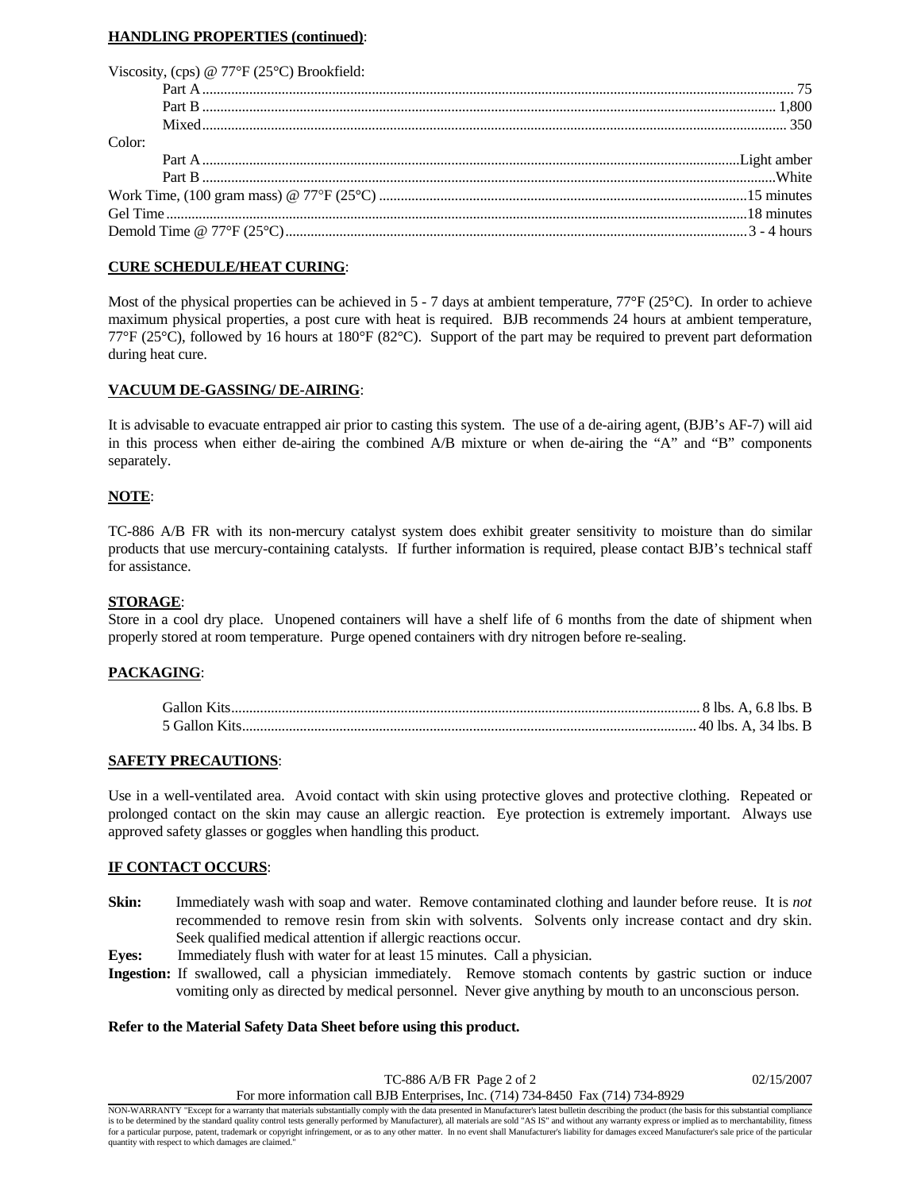**HANDLING PROPERTIES (continued)**:

| | |
|---|---|
| Viscosity, (cps) @ 77°F (25°C) Brookfield: | |
| Part A | 75 |
| Part B | 1,800 |
| Mixed | 350 |
| Color: | |
| Part A | Light amber |
| Part B | White |
| Work Time, (100 gram mass) @ 77°F (25°C) | 15 minutes |
| Gel Time | 18 minutes |
| Demold Time @ 77°F (25°C) | 3 - 4 hours |

**CURE SCHEDULE/HEAT CURING**:

Most of the physical properties can be achieved in 5 - 7 days at ambient temperature, 77°F (25°C). In order to achieve maximum physical properties, a post cure with heat is required. BJB recommends 24 hours at ambient temperature, 77°F (25°C), followed by 16 hours at 180°F (82°C). Support of the part may be required to prevent part deformation during heat cure.

**VACUUM DE-GASSING/ DE-AIRING**:

It is advisable to evacuate entrapped air prior to casting this system. The use of a de-airing agent, (BJB's AF-7) will aid in this process when either de-airing the combined A/B mixture or when de-airing the "A" and "B" components separately.

**NOTE**:

TC-886 A/B FR with its non-mercury catalyst system does exhibit greater sensitivity to moisture than do similar products that use mercury-containing catalysts. If further information is required, please contact BJB's technical staff for assistance.

**STORAGE**:
Store in a cool dry place. Unopened containers will have a shelf life of 6 months from the date of shipment when properly stored at room temperature. Purge opened containers with dry nitrogen before re-sealing.

**PACKAGING**:

| | |
|---|---|
| Gallon Kits | 8 lbs. A, 6.8 lbs. B |
| 5 Gallon Kits | 40 lbs. A, 34 lbs. B |

**SAFETY PRECAUTIONS**:

Use in a well-ventilated area. Avoid contact with skin using protective gloves and protective clothing. Repeated or prolonged contact on the skin may cause an allergic reaction. Eye protection is extremely important. Always use approved safety glasses or goggles when handling this product.

**IF CONTACT OCCURS**:

**Skin:** Immediately wash with soap and water. Remove contaminated clothing and launder before reuse. It is *not* recommended to remove resin from skin with solvents. Solvents only increase contact and dry skin. Seek qualified medical attention if allergic reactions occur.

**Eyes:** Immediately flush with water for at least 15 minutes. Call a physician.

**Ingestion:** If swallowed, call a physician immediately. Remove stomach contents by gastric suction or induce vomiting only as directed by medical personnel. Never give anything by mouth to an unconscious person.

**Refer to the Material Safety Data Sheet before using this product.**

TC-886 A/B FR 02/15/2007

For more information call BJB Enterprises, Inc. (714) 734-8450 Fax (714) 734-8929

NON-WARRANTY "Except for a warranty that materials substantially comply with the data presented in Manufacturer's latest bulletin describing the product (the basis for this substantial compliance is to be determined by the standard quality control tests generally performed by Manufacturer), all materials are sold "AS IS" and without any warranty express or implied as to merchantability, fitness for a particular purpose, patent, trademark or copyright infringement, or as to any other matter. In no event shall Manufacturer's liability for damages exceed Manufacturer's sale price of the particular quantity with respect to which damages are claimed."